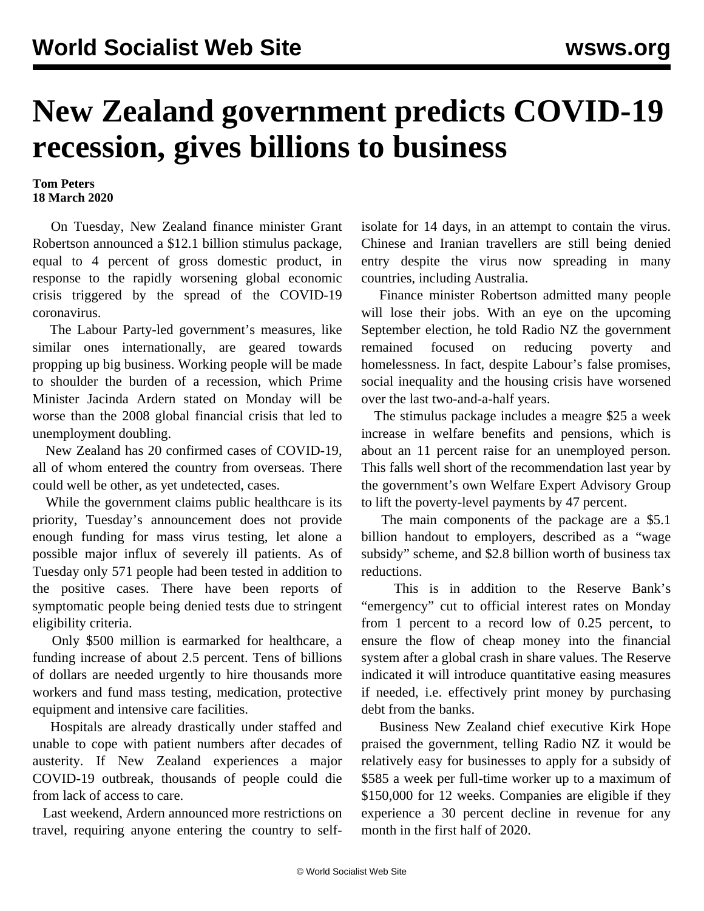# New Zealand government predicts COVID-19 recession, gives billions to business

**Tom Peters**
**18 March 2020**

On Tuesday, New Zealand finance minister Grant Robertson announced a $12.1 billion stimulus package, equal to 4 percent of gross domestic product, in response to the rapidly worsening global economic crisis triggered by the spread of the COVID-19 coronavirus.

The Labour Party-led government's measures, like similar ones internationally, are geared towards propping up big business. Working people will be made to shoulder the burden of a recession, which Prime Minister Jacinda Ardern stated on Monday will be worse than the 2008 global financial crisis that led to unemployment doubling.

New Zealand has 20 confirmed cases of COVID-19, all of whom entered the country from overseas. There could well be other, as yet undetected, cases.

While the government claims public healthcare is its priority, Tuesday's announcement does not provide enough funding for mass virus testing, let alone a possible major influx of severely ill patients. As of Tuesday only 571 people had been tested in addition to the positive cases. There have been reports of symptomatic people being denied tests due to stringent eligibility criteria.

Only $500 million is earmarked for healthcare, a funding increase of about 2.5 percent. Tens of billions of dollars are needed urgently to hire thousands more workers and fund mass testing, medication, protective equipment and intensive care facilities.

Hospitals are already drastically under staffed and unable to cope with patient numbers after decades of austerity. If New Zealand experiences a major COVID-19 outbreak, thousands of people could die from lack of access to care.

Last weekend, Ardern announced more restrictions on travel, requiring anyone entering the country to self-isolate for 14 days, in an attempt to contain the virus. Chinese and Iranian travellers are still being denied entry despite the virus now spreading in many countries, including Australia.

Finance minister Robertson admitted many people will lose their jobs. With an eye on the upcoming September election, he told Radio NZ the government remained focused on reducing poverty and homelessness. In fact, despite Labour's false promises, social inequality and the housing crisis have worsened over the last two-and-a-half years.

The stimulus package includes a meagre $25 a week increase in welfare benefits and pensions, which is about an 11 percent raise for an unemployed person. This falls well short of the recommendation last year by the government's own Welfare Expert Advisory Group to lift the poverty-level payments by 47 percent.

The main components of the package are a $5.1 billion handout to employers, described as a "wage subsidy" scheme, and $2.8 billion worth of business tax reductions.

This is in addition to the Reserve Bank's "emergency" cut to official interest rates on Monday from 1 percent to a record low of 0.25 percent, to ensure the flow of cheap money into the financial system after a global crash in share values. The Reserve indicated it will introduce quantitative easing measures if needed, i.e. effectively print money by purchasing debt from the banks.

Business New Zealand chief executive Kirk Hope praised the government, telling Radio NZ it would be relatively easy for businesses to apply for a subsidy of $585 a week per full-time worker up to a maximum of $150,000 for 12 weeks. Companies are eligible if they experience a 30 percent decline in revenue for any month in the first half of 2020.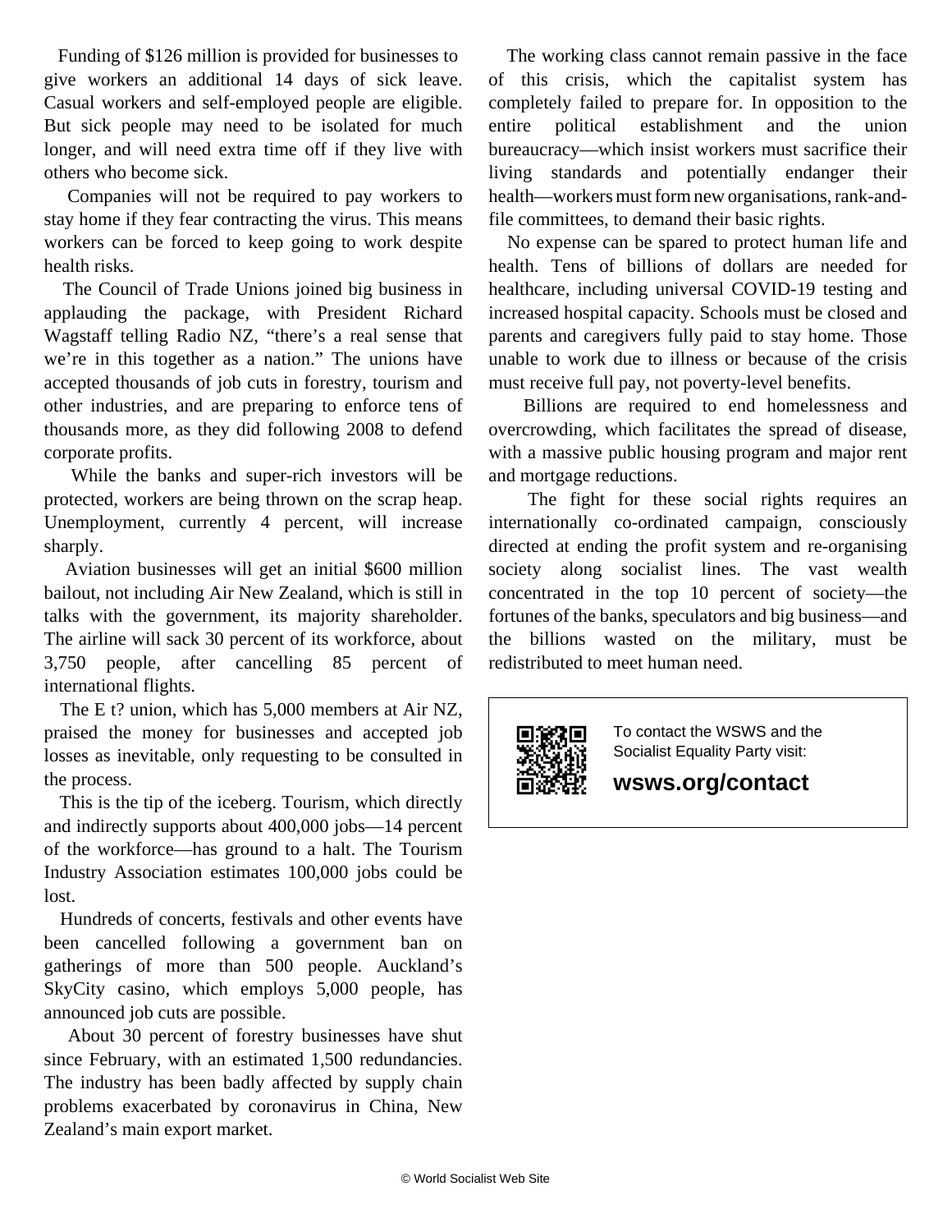Funding of $126 million is provided for businesses to give workers an additional 14 days of sick leave. Casual workers and self-employed people are eligible. But sick people may need to be isolated for much longer, and will need extra time off if they live with others who become sick.

Companies will not be required to pay workers to stay home if they fear contracting the virus. This means workers can be forced to keep going to work despite health risks.

The Council of Trade Unions joined big business in applauding the package, with President Richard Wagstaff telling Radio NZ, "there's a real sense that we're in this together as a nation." The unions have accepted thousands of job cuts in forestry, tourism and other industries, and are preparing to enforce tens of thousands more, as they did following 2008 to defend corporate profits.

While the banks and super-rich investors will be protected, workers are being thrown on the scrap heap. Unemployment, currently 4 percent, will increase sharply.

Aviation businesses will get an initial $600 million bailout, not including Air New Zealand, which is still in talks with the government, its majority shareholder. The airline will sack 30 percent of its workforce, about 3,750 people, after cancelling 85 percent of international flights.

The E t? union, which has 5,000 members at Air NZ, praised the money for businesses and accepted job losses as inevitable, only requesting to be consulted in the process.

This is the tip of the iceberg. Tourism, which directly and indirectly supports about 400,000 jobs—14 percent of the workforce—has ground to a halt. The Tourism Industry Association estimates 100,000 jobs could be lost.

Hundreds of concerts, festivals and other events have been cancelled following a government ban on gatherings of more than 500 people. Auckland's SkyCity casino, which employs 5,000 people, has announced job cuts are possible.

About 30 percent of forestry businesses have shut since February, with an estimated 1,500 redundancies. The industry has been badly affected by supply chain problems exacerbated by coronavirus in China, New Zealand's main export market.

The working class cannot remain passive in the face of this crisis, which the capitalist system has completely failed to prepare for. In opposition to the entire political establishment and the union bureaucracy—which insist workers must sacrifice their living standards and potentially endanger their health—workers must form new organisations, rank-and-file committees, to demand their basic rights.

No expense can be spared to protect human life and health. Tens of billions of dollars are needed for healthcare, including universal COVID-19 testing and increased hospital capacity. Schools must be closed and parents and caregivers fully paid to stay home. Those unable to work due to illness or because of the crisis must receive full pay, not poverty-level benefits.

Billions are required to end homelessness and overcrowding, which facilitates the spread of disease, with a massive public housing program and major rent and mortgage reductions.

The fight for these social rights requires an internationally co-ordinated campaign, consciously directed at ending the profit system and re-organising society along socialist lines. The vast wealth concentrated in the top 10 percent of society—the fortunes of the banks, speculators and big business—and the billions wasted on the military, must be redistributed to meet human need.

To contact the WSWS and the Socialist Equality Party visit:

**wsws.org/contact**